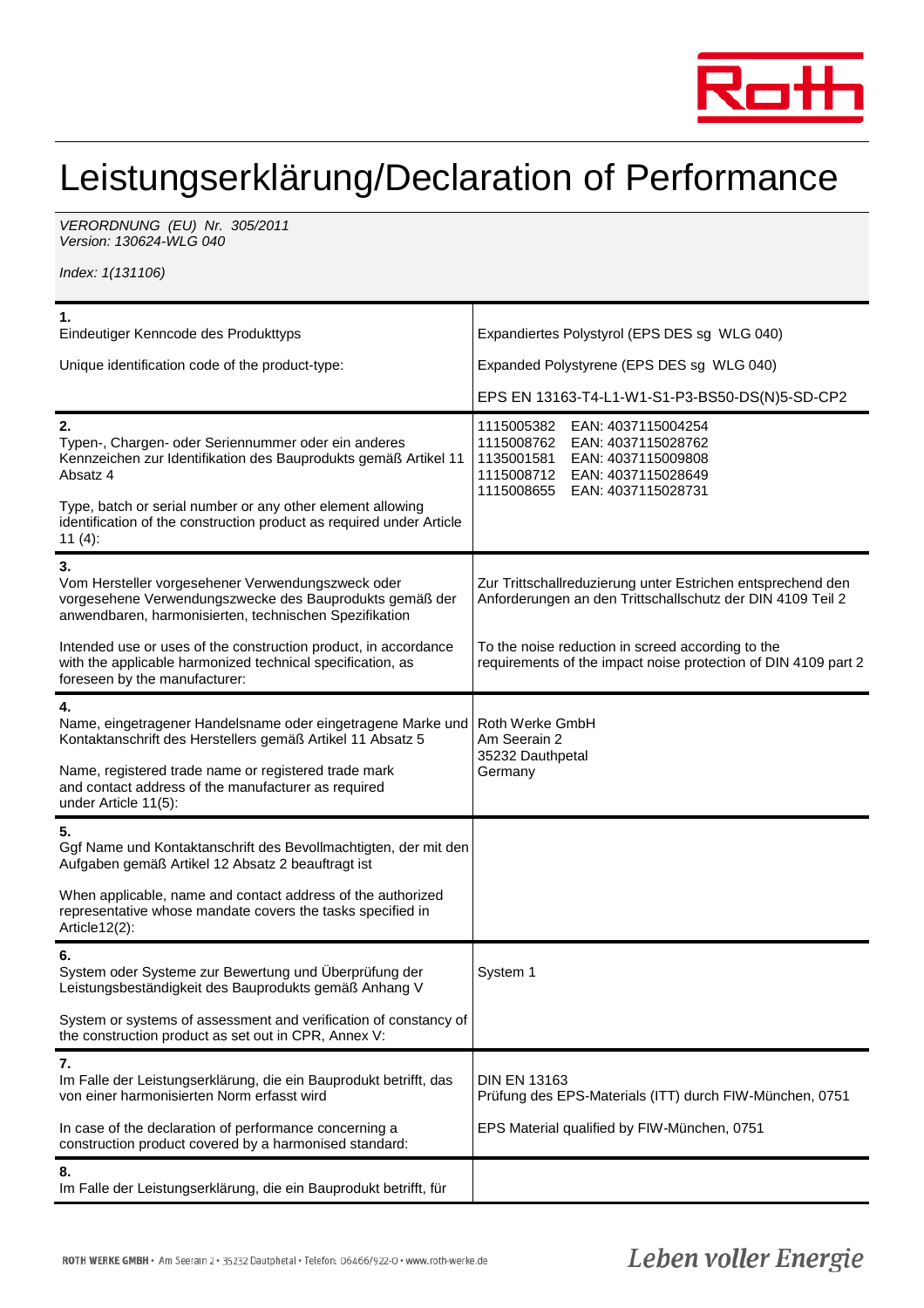# Leistungserklärung/Declaration of Performance

*VERORDNUNG (EU) Nr. 305/2011*
*Version: 130624-WLG 040*

*Index: 1(131106)*

| | |
|---|---|
| **1.**<br>Eindeutiger Kenncode des Produkttyps<br><br>Unique identification code of the product-type: | Expandiertes Polystyrol (EPS DES sg WLG 040)<br><br>Expanded Polystyrene (EPS DES sg WLG 040)<br><br>EPS EN 13163-T4-L1-W1-S1-P3-BS50-DS(N)5-SD-CP2 |
| **2.**<br>Typen-, Chargen- oder Seriennummer oder ein anderes Kennzeichen zur Identifikation des Bauprodukts gemäß Artikel 11 Absatz 4<br><br>Type, batch or serial number or any other element allowing identification of the construction product as required under Article 11 (4): | 1115005382 EAN: 4037115004254<br>1115008762 EAN: 4037115028762<br>1135001581 EAN: 4037115009808<br>1115008712 EAN: 4037115028649<br>1115008655 EAN: 4037115028731 |
| **3.**<br>Vom Hersteller vorgesehener Verwendungszweck oder vorgesehene Verwendungszwecke des Bauprodukts gemäß der anwendbaren, harmonisierten, technischen Spezifikation<br><br>Intended use or uses of the construction product, in accordance with the applicable harmonized technical specification, as foreseen by the manufacturer: | Zur Trittschallreduzierung unter Estrichen entsprechend den Anforderungen an den Trittschallschutz der DIN 4109 Teil 2<br><br>To the noise reduction in screed according to the requirements of the impact noise protection of DIN 4109 part 2 |
| **4.**<br>Name, eingetragener Handelsname oder eingetragene Marke und Kontaktanschrift des Herstellers gemäß Artikel 11 Absatz 5<br><br>Name, registered trade name or registered trade mark and contact address of the manufacturer as required under Article 11(5): | Roth Werke GmbH<br>Am Seerain 2<br>35232 Dauthpetal<br>Germany |
| **5.**<br>Ggf Name und Kontaktanschrift des Bevollmachtigten, der mit den Aufgaben gemäß Artikel 12 Absatz 2 beauftragt ist<br><br>When applicable, name and contact address of the authorized representative whose mandate covers the tasks specified in Article12(2): | |
| **6.**<br>System oder Systeme zur Bewertung und Überprüfung der Leistungsbeständigkeit des Bauprodukts gemäß Anhang V<br><br>System or systems of assessment and verification of constancy of the construction product as set out in CPR, Annex V: | System 1 |
| **7.**<br>Im Falle der Leistungserklärung, die ein Bauprodukt betrifft, das von einer harmonisierten Norm erfasst wird<br><br>In case of the declaration of performance concerning a construction product covered by a harmonised standard: | DIN EN 13163<br>Prüfung des EPS-Materials (ITT) durch FIW-München, 0751<br><br>EPS Material qualified by FIW-München, 0751 |
| **8.**<br>Im Falle der Leistungserklärung, die ein Bauprodukt betrifft, für | |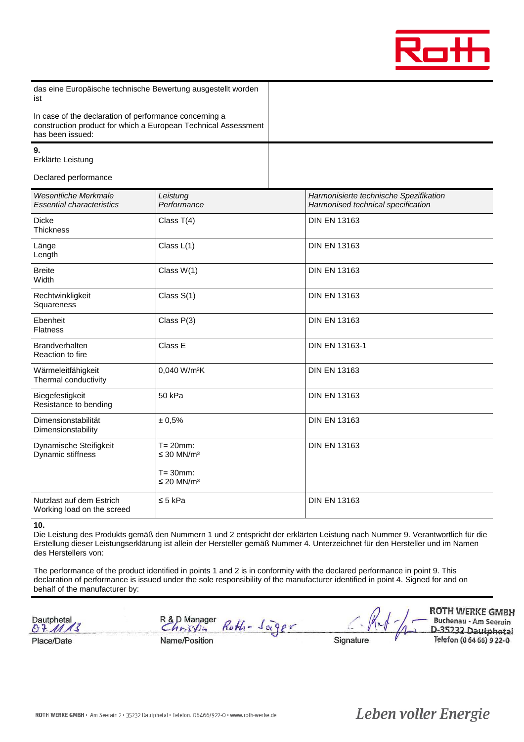| | |
|---|---|
| das eine Europäische technische Bewertung ausgestellt worden ist<br><br>In case of the declaration of performance concerning a construction product for which a European Technical Assessment has been issued: | |
| **9.**<br>Erklärte Leistung<br><br>Declared performance | |

| *Wesentliche Merkmale*<br>*Essential characteristics* | *Leistung*<br>*Performance* | *Harmonisierte technische Spezifikation*<br>*Harmonised technical specification* |
|---|---|---|
| Dicke<br>Thickness | Class T(4) | DIN EN 13163 |
| Länge<br>Length | Class L(1) | DIN EN 13163 |
| Breite<br>Width | Class W(1) | DIN EN 13163 |
| Rechtwinkligkeit<br>Squareness | Class S(1) | DIN EN 13163 |
| Ebenheit<br>Flatness | Class P(3) | DIN EN 13163 |
| Brandverhalten<br>Reaction to fire | Class E | DIN EN 13163-1 |
| Wärmeleitfähigkeit<br>Thermal conductivity | 0,040 W/m²K | DIN EN 13163 |
| Biegefestigkeit<br>Resistance to bending | 50 kPa | DIN EN 13163 |
| Dimensionstabilität<br>Dimensionstability | ± 0,5% | DIN EN 13163 |
| Dynamische Steifigkeit<br>Dynamic stiffness | T= 20mm:<br>≤ 30 MN/m³<br><br>T= 30mm:<br>≤ 20 MN/m³ | DIN EN 13163 |
| Nutzlast auf dem Estrich<br>Working load on the screed | ≤ 5 kPa | DIN EN 13163 |

**10.**

Die Leistung des Produkts gemäß den Nummern 1 und 2 entspricht der erklärten Leistung nach Nummer 9. Verantwortlich für die Erstellung dieser Leistungserklärung ist allein der Hersteller gemäß Nummer 4. Unterzeichnet für den Hersteller und im Namen des Herstellers von:

The performance of the product identified in points 1 and 2 is in conformity with the declared performance in point 9. This declaration of performance is issued under the sole responsibility of the manufacturer identified in point 4. Signed for and on behalf of the manufacturer by:

| Place/Date | Name/Position | Signature |
|---|---|---|
| Dautphetal<br>07.11.13 | R & D Manager<br>Christian Roth-Jäger | [signature] |

ROTH WERKE GMBH
Buchenau - Am Seerain
D-35232 Dautphetal
Telefon (0 64 66) 9 22-0

ROTH WERKE GMBH • Am Seerain 2 • 35232 Dautphetal • Telefon: 06466/922-0 • www.roth-werke.de

Leben voller Energie